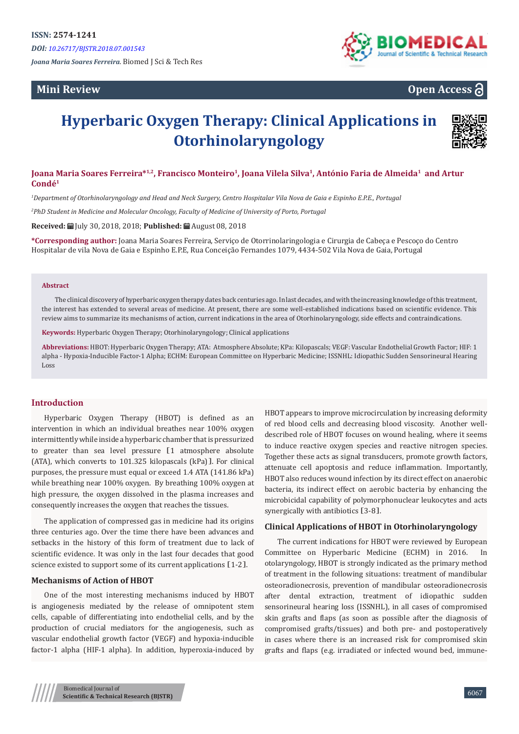ISSN: 2574-1241

DOI: 10.26717/BJSTR.2018.07.001543

*Joana Maria Soares Ferreira.* Biomed J Sci & Tech Res

**Mini Review**

**Open Access**

# Hyperbaric Oxygen Therapy: Clinical Applications in Otorhinolaryngology

**Joana Maria Soares Ferreira*[1,2], Francisco Monteiro[1], Joana Vilela Silva[1], António Faria de Almeida[1] and Artur Condé[1]**

*[1]Department of Otorhinolaryngology and Head and Neck Surgery, Centro Hospitalar Vila Nova de Gaia e Espinho E.P.E., Portugal*

*[2]PhD Student in Medicine and Molecular Oncology, Faculty of Medicine of University of Porto, Portugal*

**Received:** July 30, 2018, 2018; **Published:** August 08, 2018

**\*Corresponding author:** Joana Maria Soares Ferreira, Serviço de Otorrinolaringologia e Cirurgia de Cabeça e Pescoço do Centro Hospitalar de vila Nova de Gaia e Espinho E.P.E, Rua Conceição Fernandes 1079, 4434-502 Vila Nova de Gaia, Portugal

### Abstract

The clinical discovery of hyperbaric oxygen therapy dates back centuries ago. In last decades, and with the increasing knowledge of this treatment, the interest has extended to several areas of medicine. At present, there are some well-established indications based on scientific evidence. This review aims to summarize its mechanisms of action, current indications in the area of Otorhinolaryngology, side effects and contraindications.

**Keywords:** Hyperbaric Oxygen Therapy; Otorhinolaryngology; Clinical applications

**Abbreviations:** HBOT: Hyperbaric Oxygen Therapy; ATA: Atmosphere Absolute; KPa: Kilopascals; VEGF: Vascular Endothelial Growth Factor; HIF: 1 alpha - Hypoxia-Inducible Factor-1 Alpha; ECHM: European Committee on Hyperbaric Medicine; ISSNHL: Idiopathic Sudden Sensorineural Hearing Loss

## Introduction

Hyperbaric Oxygen Therapy (HBOT) is defined as an intervention in which an individual breathes near 100% oxygen intermittently while inside a hyperbaric chamber that is pressurized to greater than sea level pressure [1 atmosphere absolute (ATA), which converts to 101.325 kilopascals (kPa)]. For clinical purposes, the pressure must equal or exceed 1.4 ATA (141.86 kPa) while breathing near 100% oxygen. By breathing 100% oxygen at high pressure, the oxygen dissolved in the plasma increases and consequently increases the oxygen that reaches the tissues.

The application of compressed gas in medicine had its origins three centuries ago. Over the time there have been advances and setbacks in the history of this form of treatment due to lack of scientific evidence. It was only in the last four decades that good science existed to support some of its current applications [1-2].

### Mechanisms of Action of HBOT

One of the most interesting mechanisms induced by HBOT is angiogenesis mediated by the release of omnipotent stem cells, capable of differentiating into endothelial cells, and by the production of crucial mediators for the angiogenesis, such as vascular endothelial growth factor (VEGF) and hypoxia-inducible factor-1 alpha (HIF-1 alpha). In addition, hyperoxia-induced by HBOT appears to improve microcirculation by increasing deformity of red blood cells and decreasing blood viscosity. Another well-described role of HBOT focuses on wound healing, where it seems to induce reactive oxygen species and reactive nitrogen species. Together these acts as signal transducers, promote growth factors, attenuate cell apoptosis and reduce inflammation. Importantly, HBOT also reduces wound infection by its direct effect on anaerobic bacteria, its indirect effect on aerobic bacteria by enhancing the microbicidal capability of polymorphonuclear leukocytes and acts synergically with antibiotics [3-8].

### Clinical Applications of HBOT in Otorhinolaryngology

The current indications for HBOT were reviewed by European Committee on Hyperbaric Medicine (ECHM) in 2016. In otolaryngology, HBOT is strongly indicated as the primary method of treatment in the following situations: treatment of mandibular osteoradionecrosis, prevention of mandibular osteoradionecrosis after dental extraction, treatment of idiopathic sudden sensorineural hearing loss (ISSNHL), in all cases of compromised skin grafts and flaps (as soon as possible after the diagnosis of compromised grafts/tissues) and both pre- and postoperatively in cases where there is an increased risk for compromised skin grafts and flaps (e.g. irradiated or infected wound bed, immune-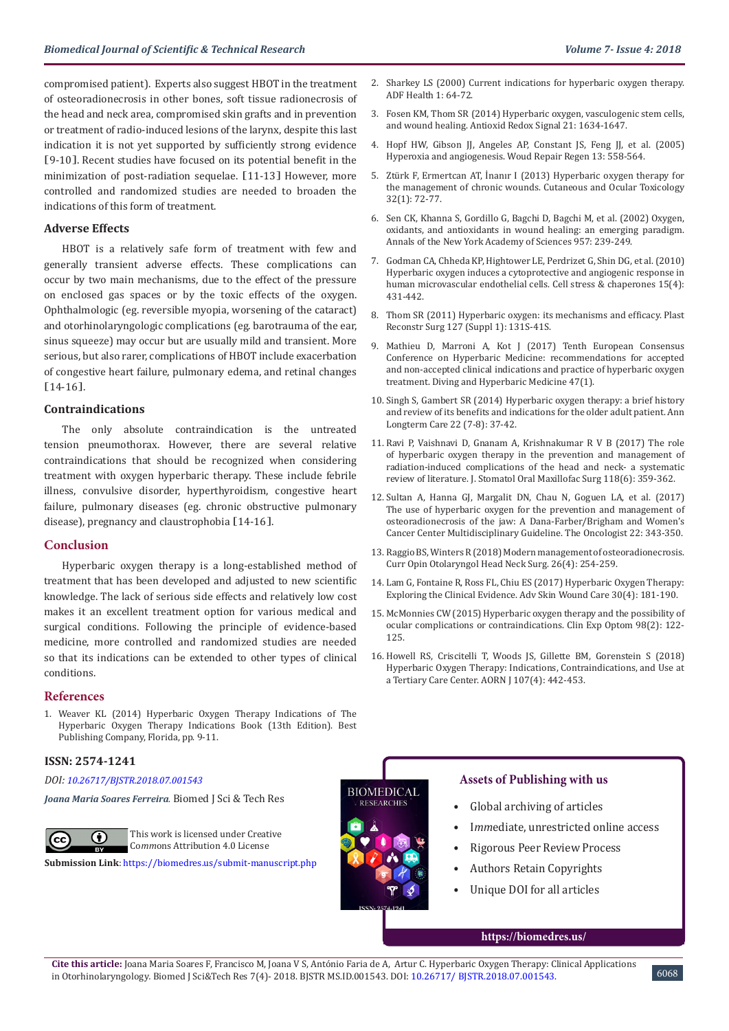compromised patient). Experts also suggest HBOT in the treatment of osteoradionecrosis in other bones, soft tissue radionecrosis of the head and neck area, compromised skin grafts and in prevention or treatment of radio-induced lesions of the larynx, despite this last indication it is not yet supported by sufficiently strong evidence [9-10]. Recent studies have focused on its potential benefit in the minimization of post-radiation sequelae. [11-13] However, more controlled and randomized studies are needed to broaden the indications of this form of treatment.

## Adverse Effects

HBOT is a relatively safe form of treatment with few and generally transient adverse effects. These complications can occur by two main mechanisms, due to the effect of the pressure on enclosed gas spaces or by the toxic effects of the oxygen. Ophthalmologic (eg. reversible myopia, worsening of the cataract) and otorhinolaryngologic complications (eg. barotrauma of the ear, sinus squeeze) may occur but are usually mild and transient. More serious, but also rarer, complications of HBOT include exacerbation of congestive heart failure, pulmonary edema, and retinal changes [14-16].

## Contraindications

The only absolute contraindication is the untreated tension pneumothorax. However, there are several relative contraindications that should be recognized when considering treatment with oxygen hyperbaric therapy. These include febrile illness, convulsive disorder, hyperthyroidism, congestive heart failure, pulmonary diseases (eg. chronic obstructive pulmonary disease), pregnancy and claustrophobia [14-16].

## Conclusion

Hyperbaric oxygen therapy is a long-established method of treatment that has been developed and adjusted to new scientific knowledge. The lack of serious side effects and relatively low cost makes it an excellent treatment option for various medical and surgical conditions. Following the principle of evidence-based medicine, more controlled and randomized studies are needed so that its indications can be extended to other types of clinical conditions.

## References

1. Weaver KL (2014) Hyperbaric Oxygen Therapy Indications of The Hyperbaric Oxygen Therapy Indications Book (13th Edition). Best Publishing Company, Florida, pp. 9-11.
2. Sharkey LS (2000) Current indications for hyperbaric oxygen therapy. ADF Health 1: 64-72.
3. Fosen KM, Thom SR (2014) Hyperbaric oxygen, vasculogenic stem cells, and wound healing. Antioxid Redox Signal 21: 1634-1647.
4. Hopf HW, Gibson JJ, Angeles AP, Constant JS, Feng JJ, et al. (2005) Hyperoxia and angiogenesis. Woud Repair Regen 13: 558-564.
5. Ztürk F, Ermertcan AT, İnanır I (2013) Hyperbaric oxygen therapy for the management of chronic wounds. Cutaneous and Ocular Toxicology 32(1): 72-77.
6. Sen CK, Khanna S, Gordillo G, Bagchi D, Bagchi M, et al. (2002) Oxygen, oxidants, and antioxidants in wound healing: an emerging paradigm. Annals of the New York Academy of Sciences 957: 239-249.
7. Godman CA, Chheda KP, Hightower LE, Perdrizet G, Shin DG, et al. (2010) Hyperbaric oxygen induces a cytoprotective and angiogenic response in human microvascular endothelial cells. Cell stress & chaperones 15(4): 431-442.
8. Thom SR (2011) Hyperbaric oxygen: its mechanisms and efficacy. Plast Reconstr Surg 127 (Suppl 1): 131S-41S.
9. Mathieu D, Marroni A, Kot J (2017) Tenth European Consensus Conference on Hyperbaric Medicine: recommendations for accepted and non-accepted clinical indications and practice of hyperbaric oxygen treatment. Diving and Hyperbaric Medicine 47(1).
10. Singh S, Gambert SR (2014) Hyperbaric oxygen therapy: a brief history and review of its benefits and indications for the older adult patient. Ann Longterm Care 22 (7-8): 37-42.
11. Ravi P, Vaishnavi D, Gnanam A, Krishnakumar R V B (2017) The role of hyperbaric oxygen therapy in the prevention and management of radiation-induced complications of the head and neck- a systematic review of literature. J. Stomatol Oral Maxillofac Surg 118(6): 359-362.
12. Sultan A, Hanna GJ, Margalit DN, Chau N, Goguen LA, et al. (2017) The use of hyperbaric oxygen for the prevention and management of osteoradionecrosis of the jaw: A Dana-Farber/Brigham and Women's Cancer Center Multidisciplinary Guideline. The Oncologist 22: 343-350.
13. Raggio BS, Winters R (2018) Modern management of osteoradionecrosis. Curr Opin Otolaryngol Head Neck Surg. 26(4): 254-259.
14. Lam G, Fontaine R, Ross FL, Chiu ES (2017) Hyperbaric Oxygen Therapy: Exploring the Clinical Evidence. Adv Skin Wound Care 30(4): 181-190.
15. McMonnies CW (2015) Hyperbaric oxygen therapy and the possibility of ocular complications or contraindications. Clin Exp Optom 98(2): 122-125.
16. Howell RS, Criscitelli T, Woods JS, Gillette BM, Gorenstein S (2018) Hyperbaric Oxygen Therapy: Indications, Contraindications, and Use at a Tertiary Care Center. AORN J 107(4): 442-453.

**ISSN: 2574-1241**

*DOI: 10.26717/BJSTR.2018.07.001543*

***Joana Maria Soares Ferreira.*** Biomed J Sci & Tech Res

This work is licensed under Creative Commons Attribution 4.0 License

**Submission Link**: https://biomedres.us/submit-manuscript.php

### Assets of Publishing with us

- Global archiving of articles
- Immediate, unrestricted online access
- Rigorous Peer Review Process
- Authors Retain Copyrights
- Unique DOI for all articles

**https://biomedres.us/**

**Cite this article:** Joana Maria Soares F, Francisco M, Joana V S, António Faria de A, Artur C. Hyperbaric Oxygen Therapy: Clinical Applications in Otorhinolaryngology. Biomed J Sci&Tech Res 7(4)- 2018. BJSTR MS.ID.001543. DOI: 10.26717/ BJSTR.2018.07.001543.